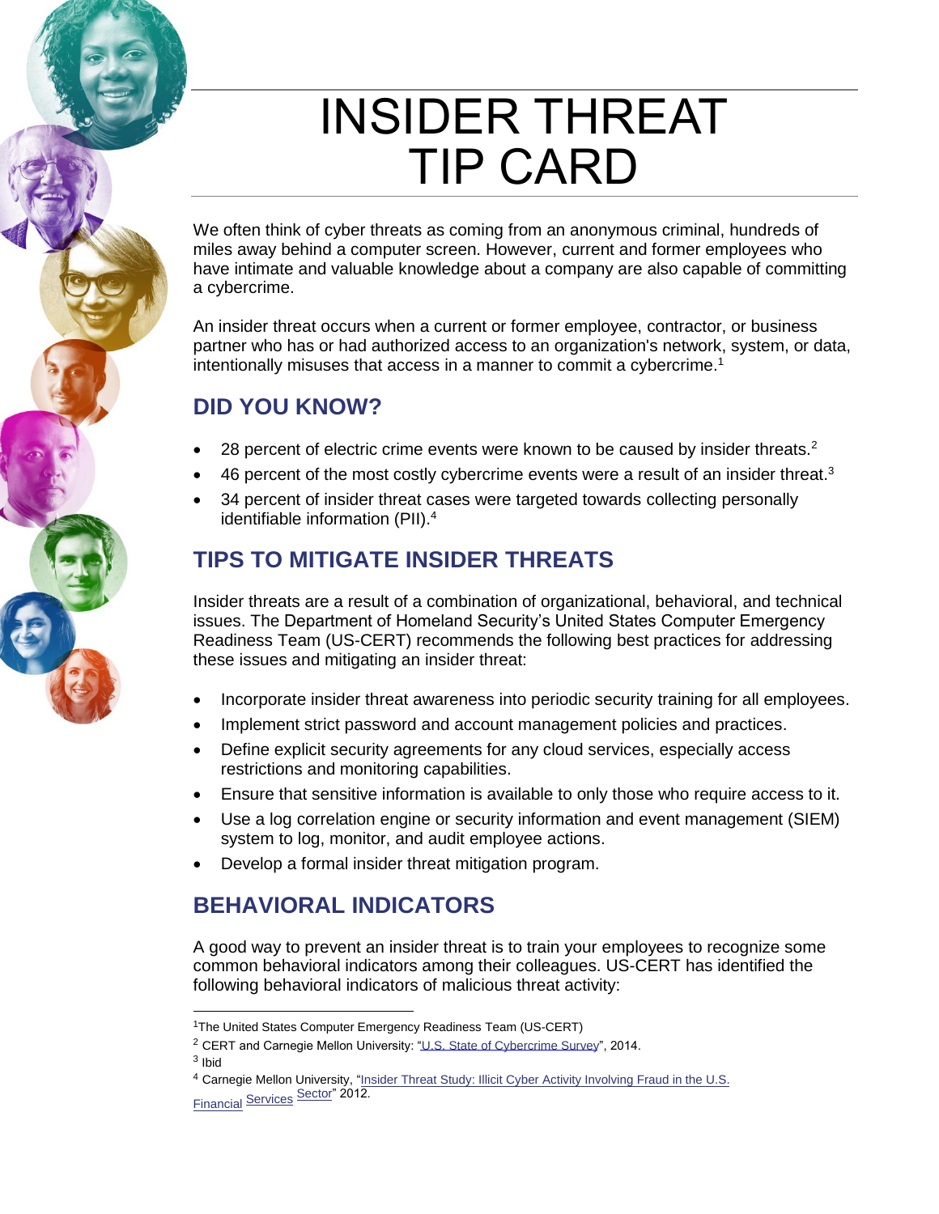# INSIDER THREAT TIP CARD

We often think of cyber threats as coming from an anonymous criminal, hundreds of miles away behind a computer screen. However, current and former employees who have intimate and valuable knowledge about a company are also capable of committing a cybercrime.

An insider threat occurs when a current or former employee, contractor, or business partner who has or had authorized access to an organization's network, system, or data, intentionally misuses that access in a manner to commit a cybercrime.[1]

## DID YOU KNOW?

- 28 percent of electric crime events were known to be caused by insider threats.[2]
- 46 percent of the most costly cybercrime events were a result of an insider threat.[3]
- 34 percent of insider threat cases were targeted towards collecting personally identifiable information (PII).[4]

## TIPS TO MITIGATE INSIDER THREATS

Insider threats are a result of a combination of organizational, behavioral, and technical issues. The Department of Homeland Security's United States Computer Emergency Readiness Team (US-CERT) recommends the following best practices for addressing these issues and mitigating an insider threat:

- Incorporate insider threat awareness into periodic security training for all employees.
- Implement strict password and account management policies and practices.
- Define explicit security agreements for any cloud services, especially access restrictions and monitoring capabilities.
- Ensure that sensitive information is available to only those who require access to it.
- Use a log correlation engine or security information and event management (SIEM) system to log, monitor, and audit employee actions.
- Develop a formal insider threat mitigation program.

## BEHAVIORAL INDICATORS

A good way to prevent an insider threat is to train your employees to recognize some common behavioral indicators among their colleagues. US-CERT has identified the following behavioral indicators of malicious threat activity:

---

[1] The United States Computer Emergency Readiness Team (US-CERT)

[2] CERT and Carnegie Mellon University: "U.S. State of Cybercrime Survey", 2014.

[3] Ibid

[4] Carnegie Mellon University, "Insider Threat Study: Illicit Cyber Activity Involving Fraud in the U.S. Financial Services Sector" 2012.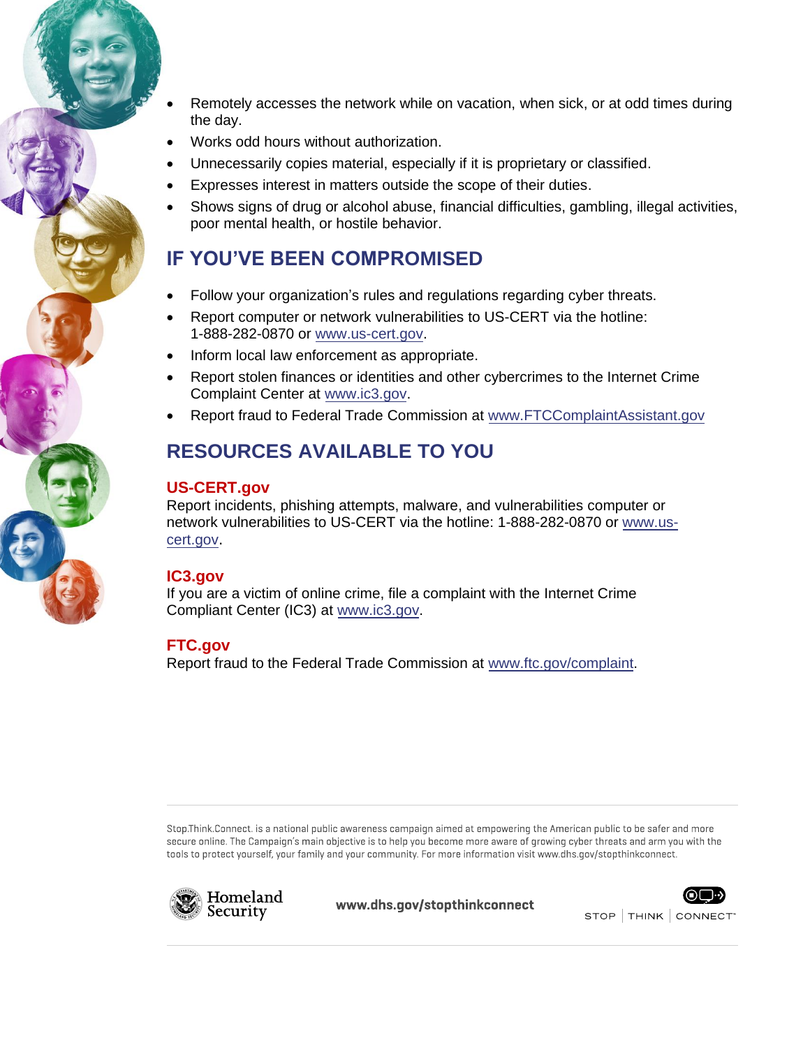- Remotely accesses the network while on vacation, when sick, or at odd times during the day.
- Works odd hours without authorization.
- Unnecessarily copies material, especially if it is proprietary or classified.
- Expresses interest in matters outside the scope of their duties.
- Shows signs of drug or alcohol abuse, financial difficulties, gambling, illegal activities, poor mental health, or hostile behavior.

## IF YOU'VE BEEN COMPROMISED

- Follow your organization's rules and regulations regarding cyber threats.
- Report computer or network vulnerabilities to US-CERT via the hotline: 1-888-282-0870 or www.us-cert.gov.
- Inform local law enforcement as appropriate.
- Report stolen finances or identities and other cybercrimes to the Internet Crime Complaint Center at www.ic3.gov.
- Report fraud to Federal Trade Commission at www.FTCComplaintAssistant.gov

## RESOURCES AVAILABLE TO YOU

### US-CERT.gov

Report incidents, phishing attempts, malware, and vulnerabilities computer or network vulnerabilities to US-CERT via the hotline: 1-888-282-0870 or www.us-cert.gov.

### IC3.gov

If you are a victim of online crime, file a complaint with the Internet Crime Compliant Center (IC3) at www.ic3.gov.

### FTC.gov

Report fraud to the Federal Trade Commission at www.ftc.gov/complaint.

---

Stop.Think.Connect. is a national public awareness campaign aimed at empowering the American public to be safer and more secure online. The Campaign's main objective is to help you become more aware of growing cyber threats and arm you with the tools to protect yourself, your family and your community. For more information visit www.dhs.gov/stopthinkconnect.

Homeland Security

www.dhs.gov/stopthinkconnect

STOP | THINK | CONNECT™